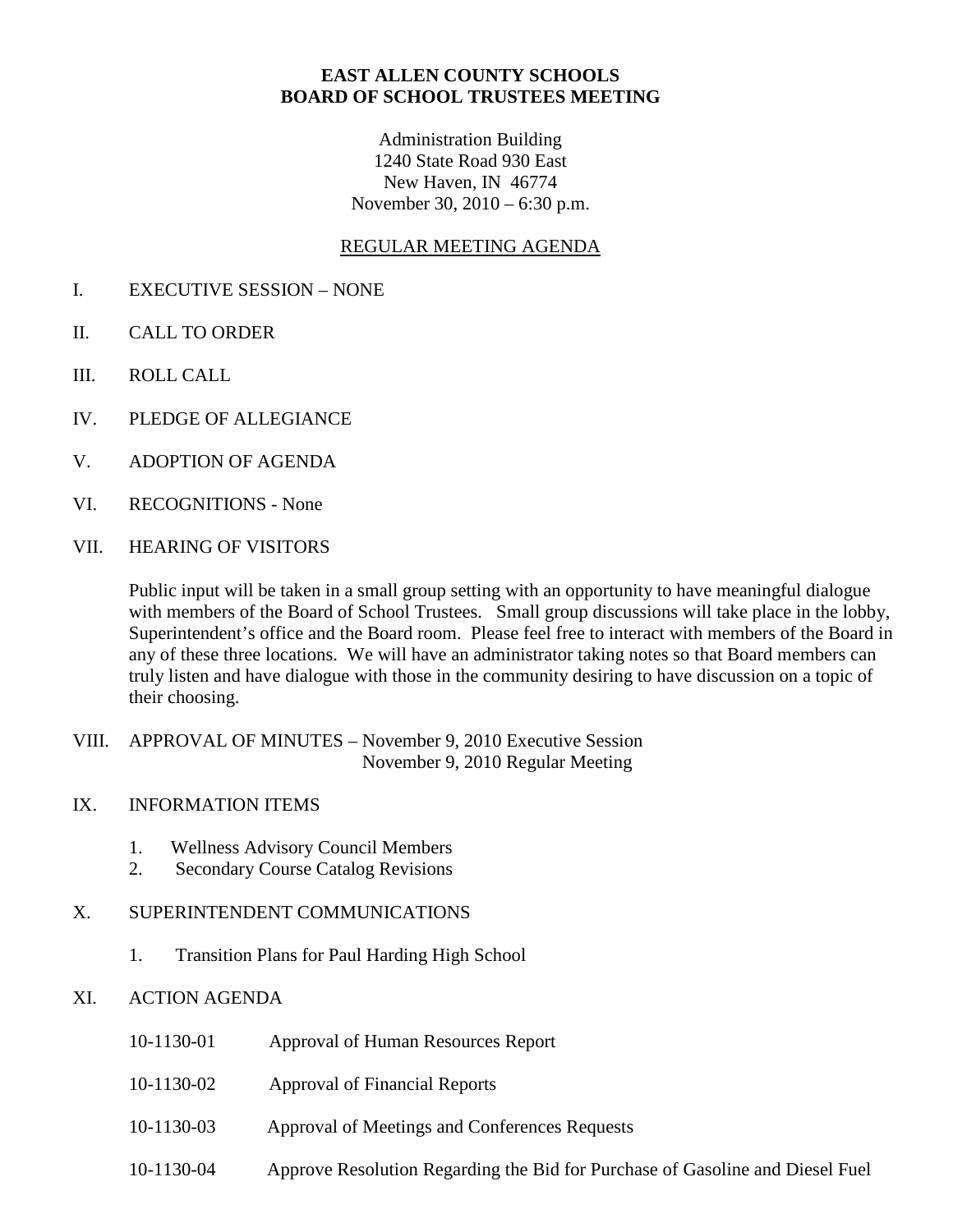# EAST ALLEN COUNTY SCHOOLS
# BOARD OF SCHOOL TRUSTEES MEETING

Administration Building
1240 State Road 930 East
New Haven, IN 46774
November 30, 2010 – 6:30 p.m.

## REGULAR MEETING AGENDA

I. EXECUTIVE SESSION – NONE

II. CALL TO ORDER

III. ROLL CALL

IV. PLEDGE OF ALLEGIANCE

V. ADOPTION OF AGENDA

VI. RECOGNITIONS - None

VII. HEARING OF VISITORS

Public input will be taken in a small group setting with an opportunity to have meaningful dialogue with members of the Board of School Trustees. Small group discussions will take place in the lobby, Superintendent's office and the Board room. Please feel free to interact with members of the Board in any of these three locations. We will have an administrator taking notes so that Board members can truly listen and have dialogue with those in the community desiring to have discussion on a topic of their choosing.

VIII. APPROVAL OF MINUTES – November 9, 2010 Executive Session
November 9, 2010 Regular Meeting

IX. INFORMATION ITEMS

1. Wellness Advisory Council Members
2. Secondary Course Catalog Revisions

X. SUPERINTENDENT COMMUNICATIONS

1. Transition Plans for Paul Harding High School

XI. ACTION AGENDA

10-1130-01 Approval of Human Resources Report

10-1130-02 Approval of Financial Reports

10-1130-03 Approval of Meetings and Conferences Requests

10-1130-04 Approve Resolution Regarding the Bid for Purchase of Gasoline and Diesel Fuel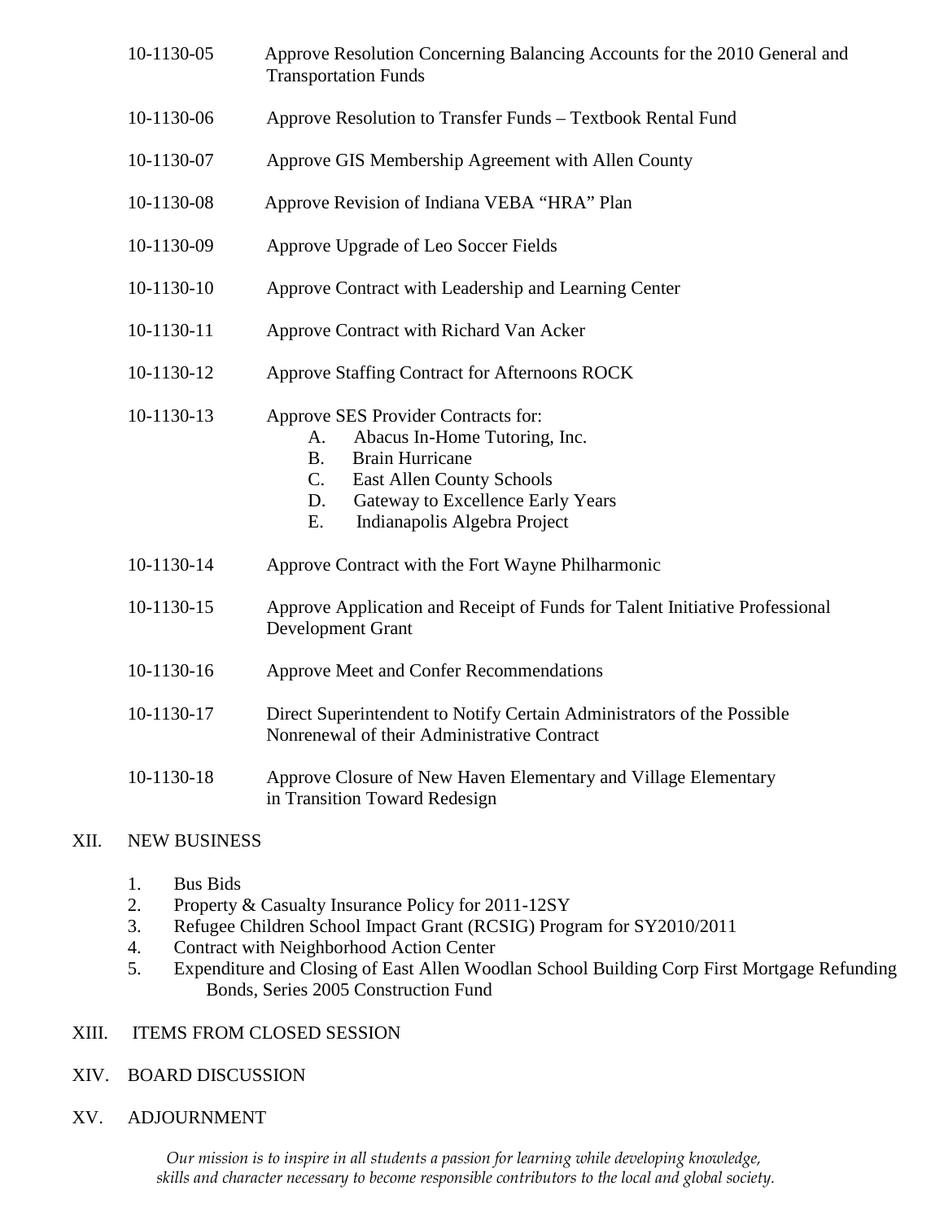10-1130-05 Approve Resolution Concerning Balancing Accounts for the 2010 General and Transportation Funds

10-1130-06 Approve Resolution to Transfer Funds – Textbook Rental Fund

10-1130-07 Approve GIS Membership Agreement with Allen County

10-1130-08 Approve Revision of Indiana VEBA "HRA" Plan

10-1130-09 Approve Upgrade of Leo Soccer Fields

10-1130-10 Approve Contract with Leadership and Learning Center

10-1130-11 Approve Contract with Richard Van Acker

10-1130-12 Approve Staffing Contract for Afternoons ROCK

10-1130-13 Approve SES Provider Contracts for:

- A. Abacus In-Home Tutoring, Inc.
- B. Brain Hurricane
- C. East Allen County Schools
- D. Gateway to Excellence Early Years
- E. Indianapolis Algebra Project

10-1130-14 Approve Contract with the Fort Wayne Philharmonic

10-1130-15 Approve Application and Receipt of Funds for Talent Initiative Professional Development Grant

10-1130-16 Approve Meet and Confer Recommendations

10-1130-17 Direct Superintendent to Notify Certain Administrators of the Possible Nonrenewal of their Administrative Contract

10-1130-18 Approve Closure of New Haven Elementary and Village Elementary in Transition Toward Redesign

## XII. NEW BUSINESS

1. Bus Bids
2. Property & Casualty Insurance Policy for 2011-12SY
3. Refugee Children School Impact Grant (RCSIG) Program for SY2010/2011
4. Contract with Neighborhood Action Center
5. Expenditure and Closing of East Allen Woodlan School Building Corp First Mortgage Refunding Bonds, Series 2005 Construction Fund

## XIII. ITEMS FROM CLOSED SESSION

## XIV. BOARD DISCUSSION

## XV. ADJOURNMENT

*Our mission is to inspire in all students a passion for learning while developing knowledge, skills and character necessary to become responsible contributors to the local and global society.*